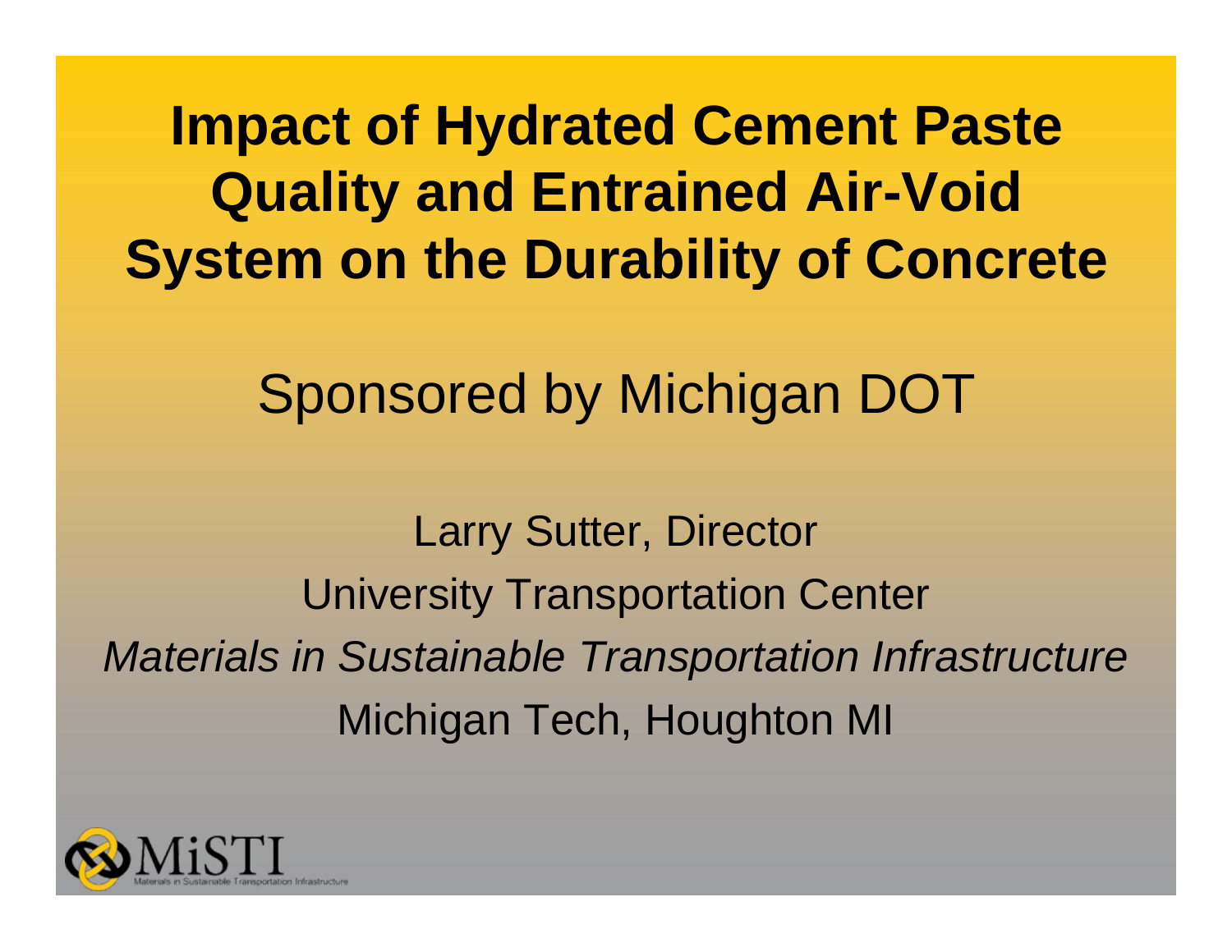# Impact of Hydrated Cement Paste Quality and Entrained Air-Void System on the Durability of Concrete

Sponsored by Michigan DOT

Larry Sutter, Director

University Transportation Center

*Materials in Sustainable Transportation Infrastructure*

Michigan Tech, Houghton MI

MiSTI

Materials in Sustainable Transportation Infrastructure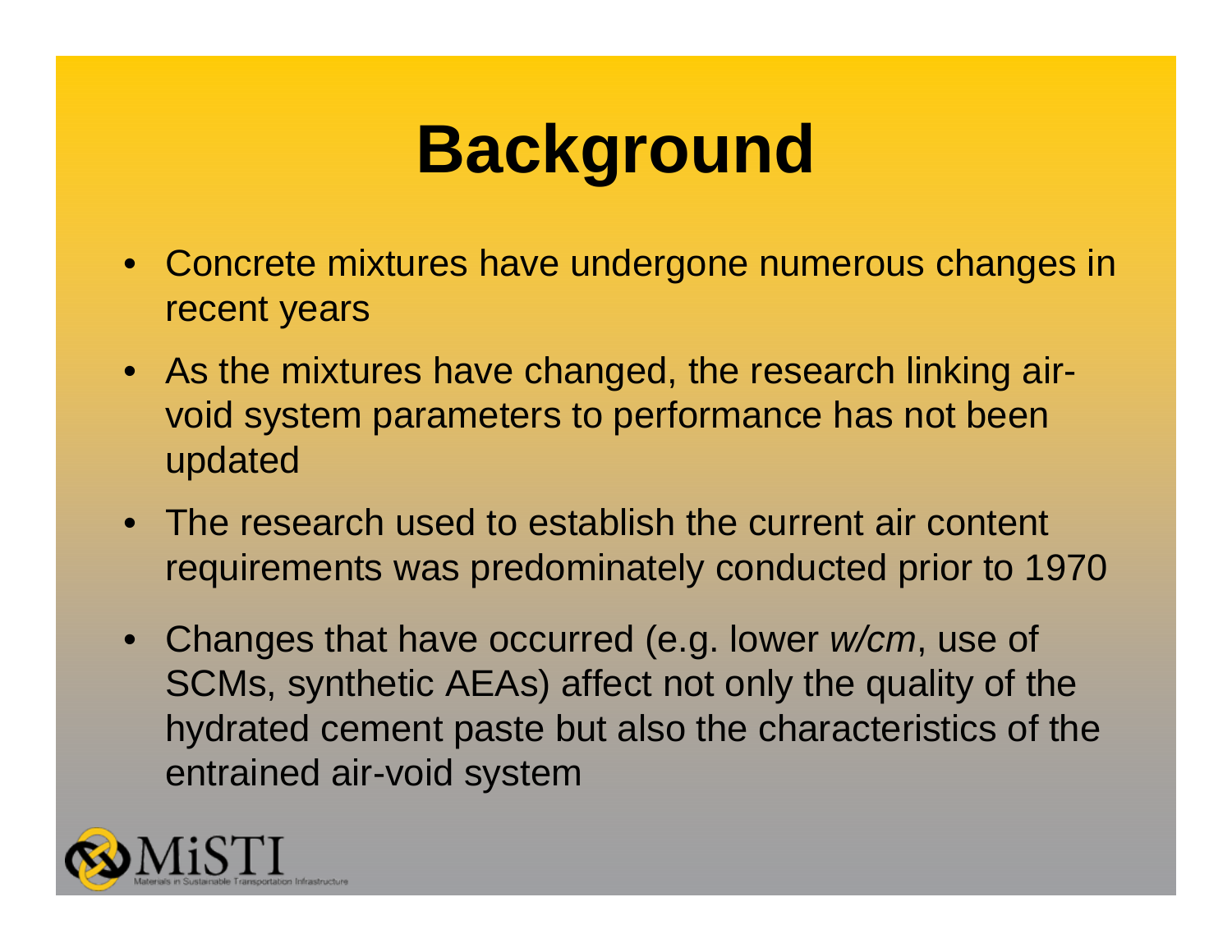# Background

- Concrete mixtures have undergone numerous changes in recent years
- As the mixtures have changed, the research linking air-void system parameters to performance has not been updated
- The research used to establish the current air content requirements was predominately conducted prior to 1970
- Changes that have occurred (e.g. lower *w/cm*, use of SCMs, synthetic AEAs) affect not only the quality of the hydrated cement paste but also the characteristics of the entrained air-void system

MiSTI
Materials in Sustainable Transportation Infrastructure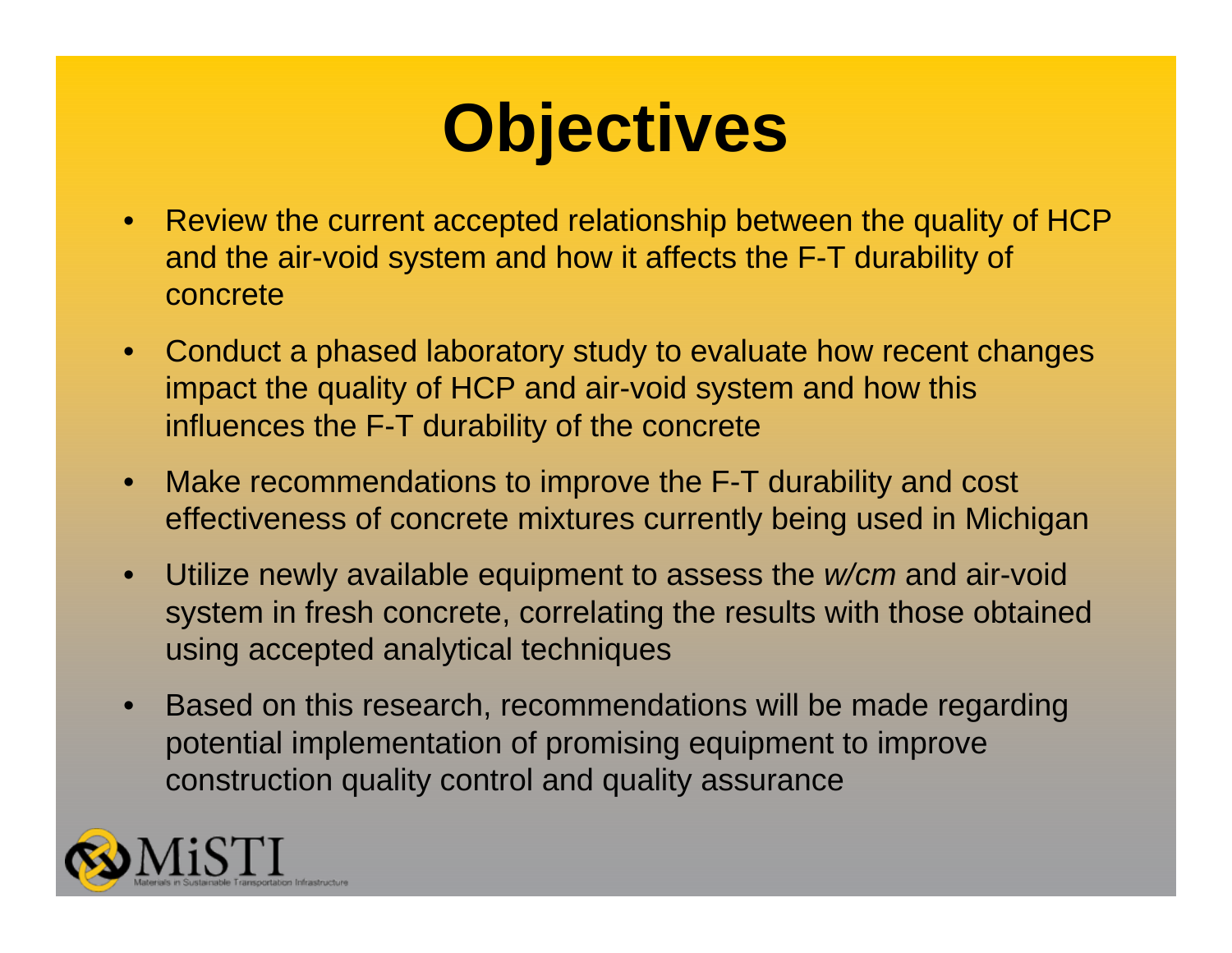# Objectives

- Review the current accepted relationship between the quality of HCP and the air-void system and how it affects the F-T durability of concrete
- Conduct a phased laboratory study to evaluate how recent changes impact the quality of HCP and air-void system and how this influences the F-T durability of the concrete
- Make recommendations to improve the F-T durability and cost effectiveness of concrete mixtures currently being used in Michigan
- Utilize newly available equipment to assess the *w/cm* and air-void system in fresh concrete, correlating the results with those obtained using accepted analytical techniques
- Based on this research, recommendations will be made regarding potential implementation of promising equipment to improve construction quality control and quality assurance

MiSTI

Materials in Sustainable Transportation Infrastructure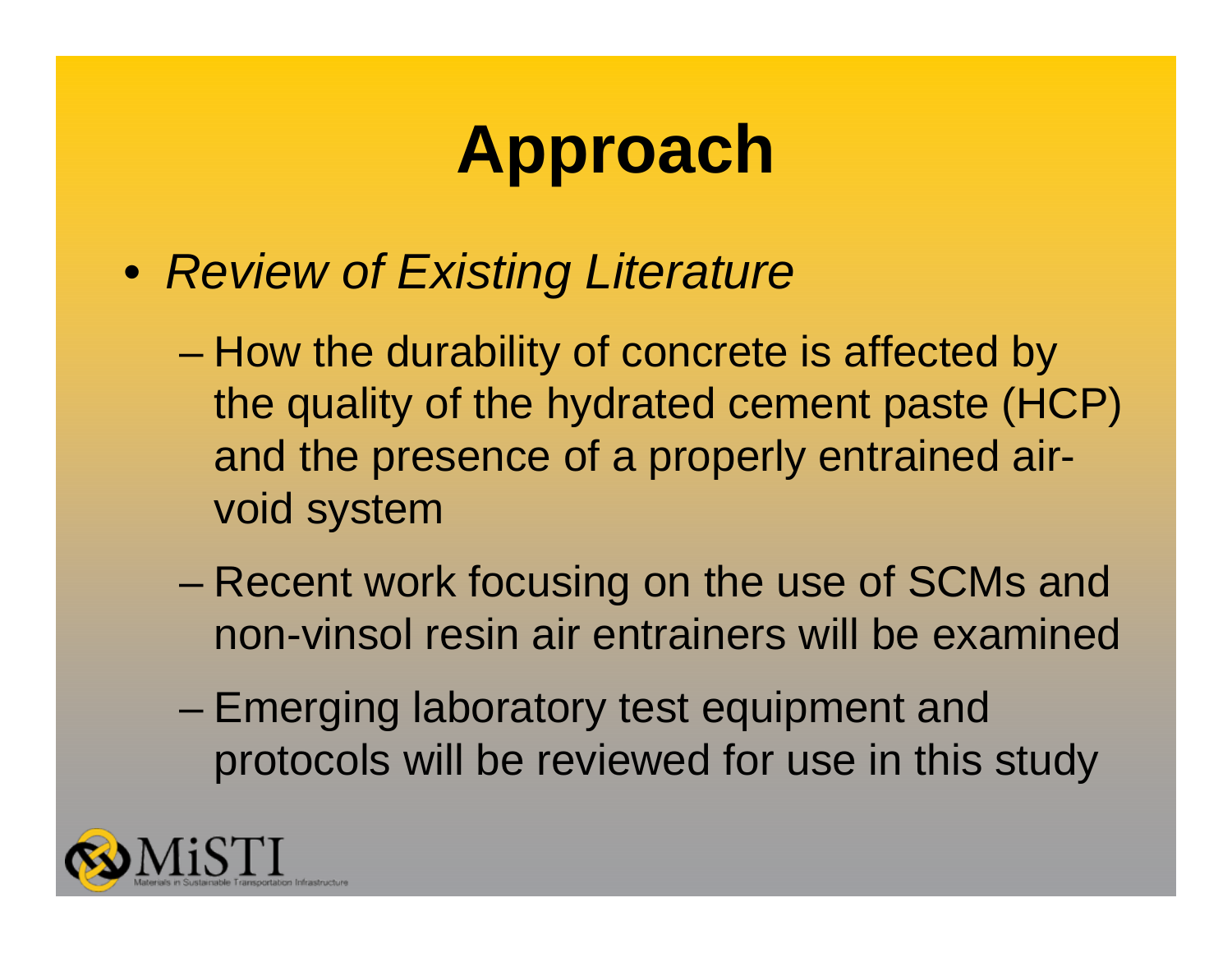# Approach

- *Review of Existing Literature*
  - How the durability of concrete is affected by the quality of the hydrated cement paste (HCP) and the presence of a properly entrained air-void system
  - Recent work focusing on the use of SCMs and non-vinsol resin air entrainers will be examined
  - Emerging laboratory test equipment and protocols will be reviewed for use in this study

MiSTI
Materials in Sustainable Transportation Infrastructure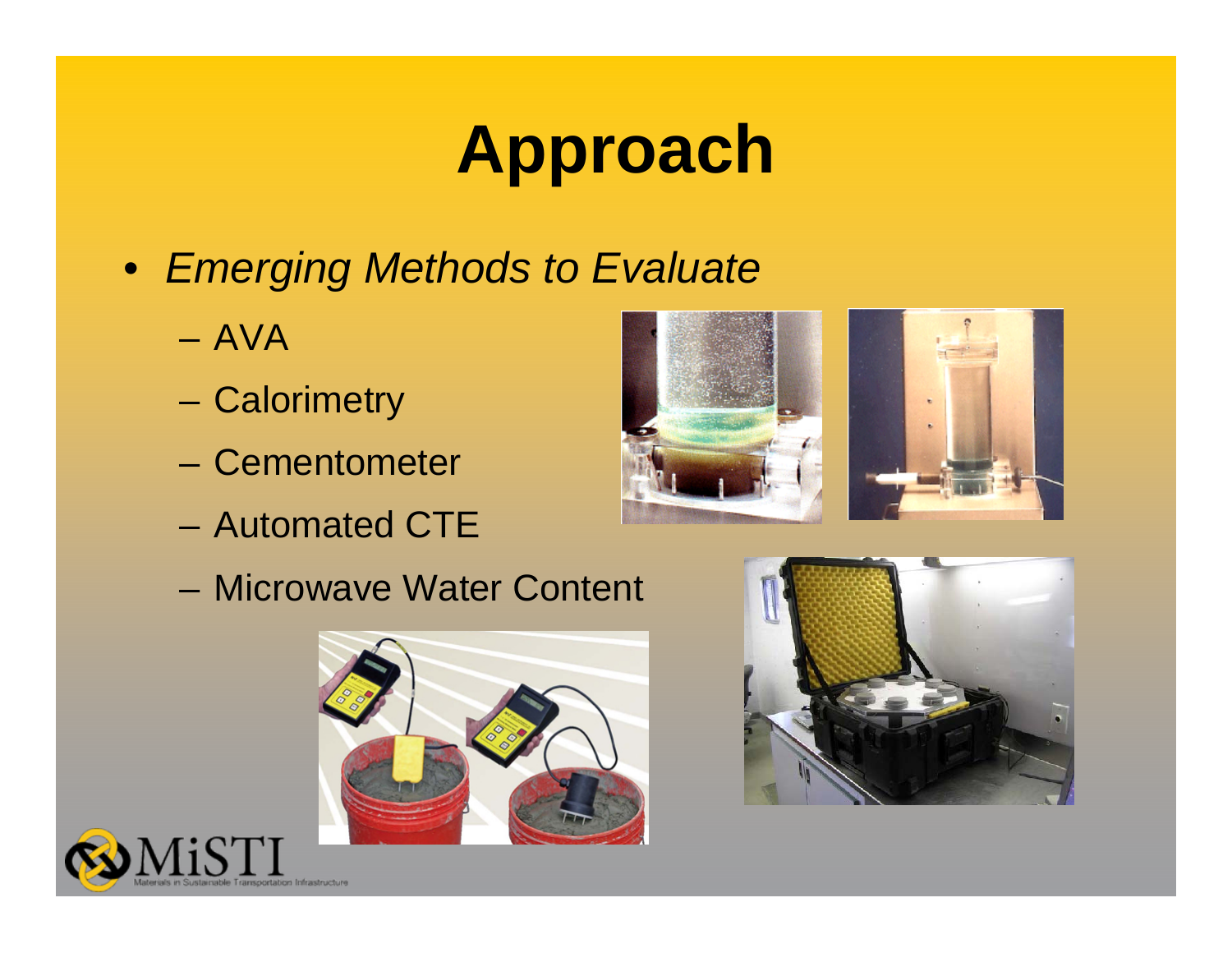# Approach

- *Emerging Methods to Evaluate*
  - AVA
  - Calorimetry
  - Cementometer
  - Automated CTE
  - Microwave Water Content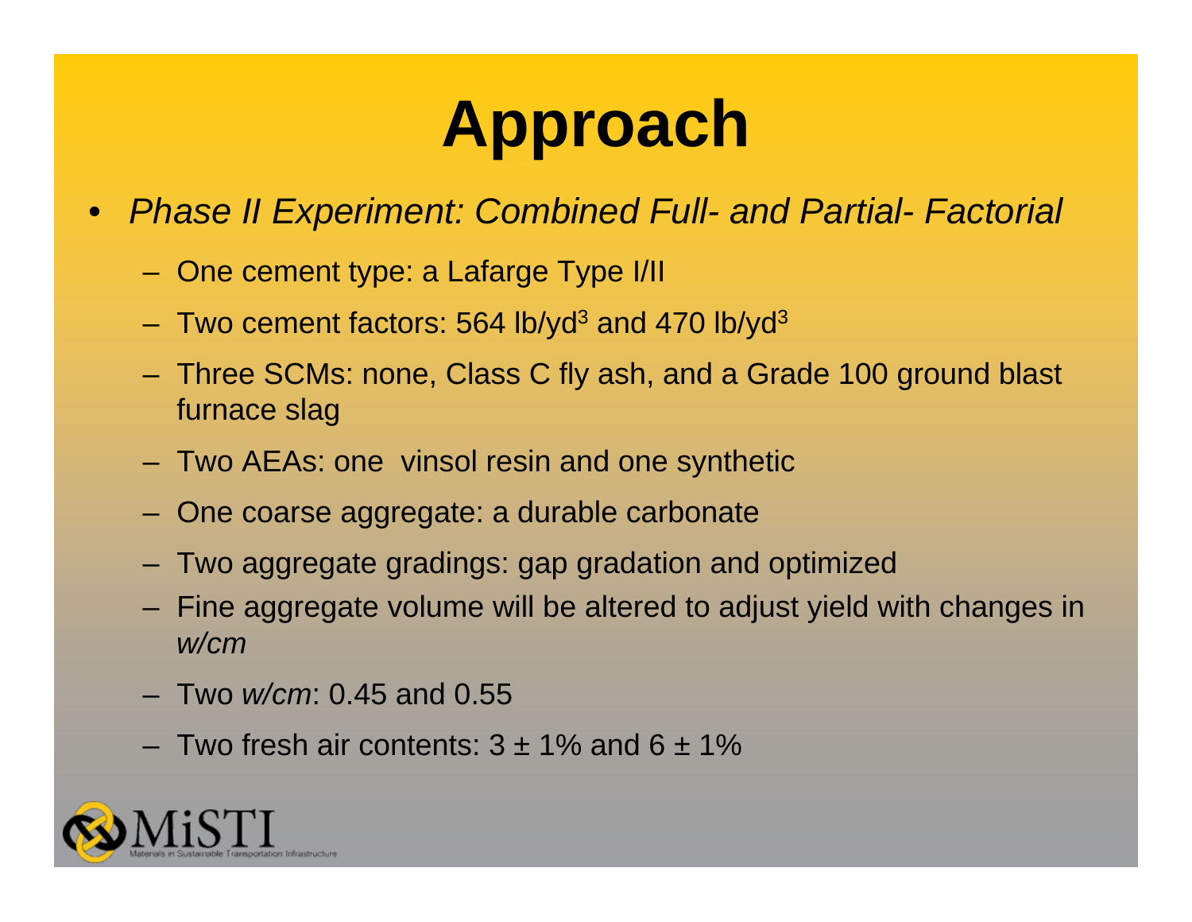# Approach

- *Phase II Experiment: Combined Full- and Partial- Factorial*
  - One cement type: a Lafarge Type I/II
  - Two cement factors: 564 lb/yd$^3$ and 470 lb/yd$^3$
  - Three SCMs: none, Class C fly ash, and a Grade 100 ground blast furnace slag
  - Two AEAs: one vinsol resin and one synthetic
  - One coarse aggregate: a durable carbonate
  - Two aggregate gradings: gap gradation and optimized
  - Fine aggregate volume will be altered to adjust yield with changes in *w/cm*
  - Two *w/cm*: 0.45 and 0.55
  - Two fresh air contents: 3 ± 1% and 6 ± 1%

MiSTI
Materials in Sustainable Transportation Infrastructure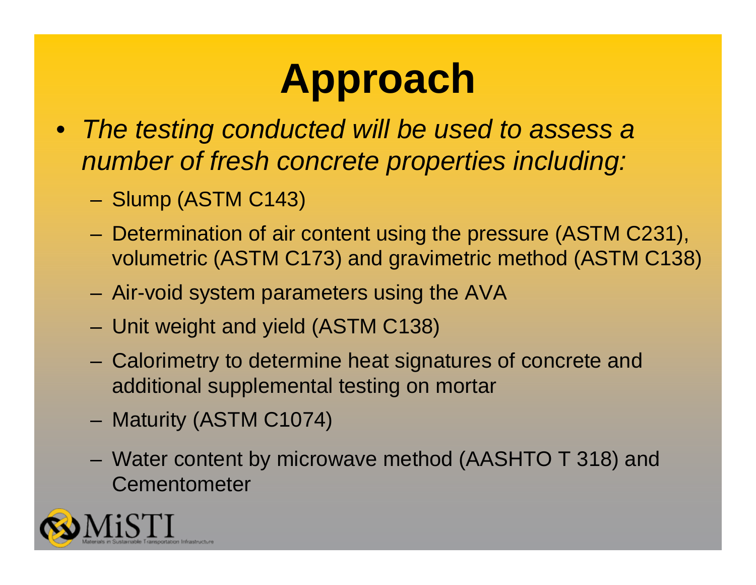# Approach

- *The testing conducted will be used to assess a number of fresh concrete properties including:*
  - Slump (ASTM C143)
  - Determination of air content using the pressure (ASTM C231), volumetric (ASTM C173) and gravimetric method (ASTM C138)
  - Air-void system parameters using the AVA
  - Unit weight and yield (ASTM C138)
  - Calorimetry to determine heat signatures of concrete and additional supplemental testing on mortar
  - Maturity (ASTM C1074)
  - Water content by microwave method (AASHTO T 318) and Cementometer

MiSTI
Materials in Sustainable Transportation Infrastructure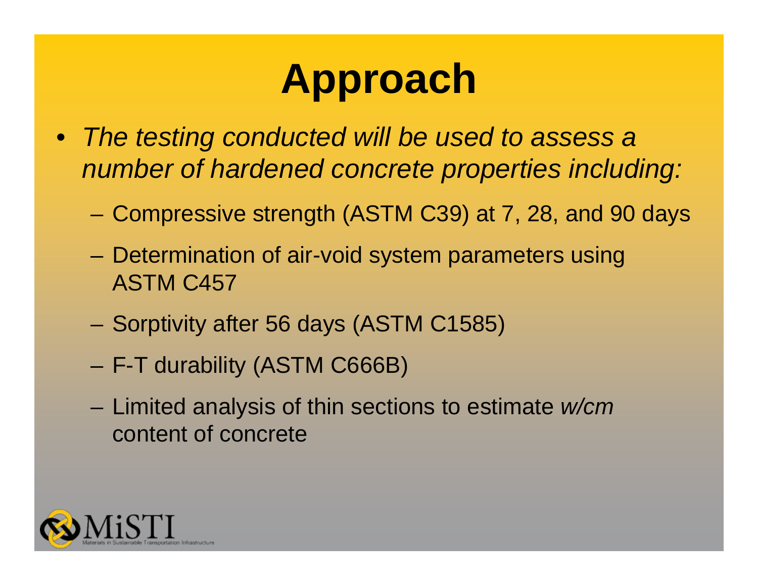# Approach

- *The testing conducted will be used to assess a number of hardened concrete properties including:*
  - Compressive strength (ASTM C39) at 7, 28, and 90 days
  - Determination of air-void system parameters using ASTM C457
  - Sorptivity after 56 days (ASTM C1585)
  - F-T durability (ASTM C666B)
  - Limited analysis of thin sections to estimate *w/cm* content of concrete

MiSTI
Materials in Sustainable Transportation Infrastructure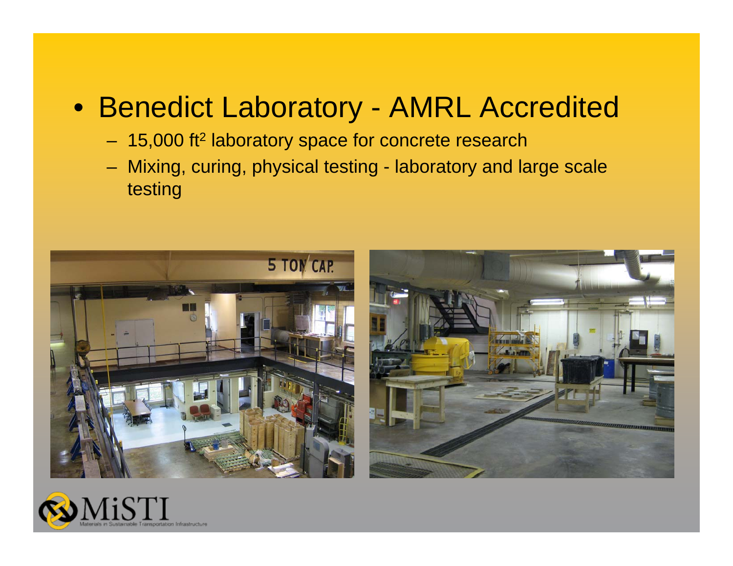- Benedict Laboratory - AMRL Accredited
  - 15,000 $ft^2$ laboratory space for concrete research
  - Mixing, curing, physical testing - laboratory and large scale testing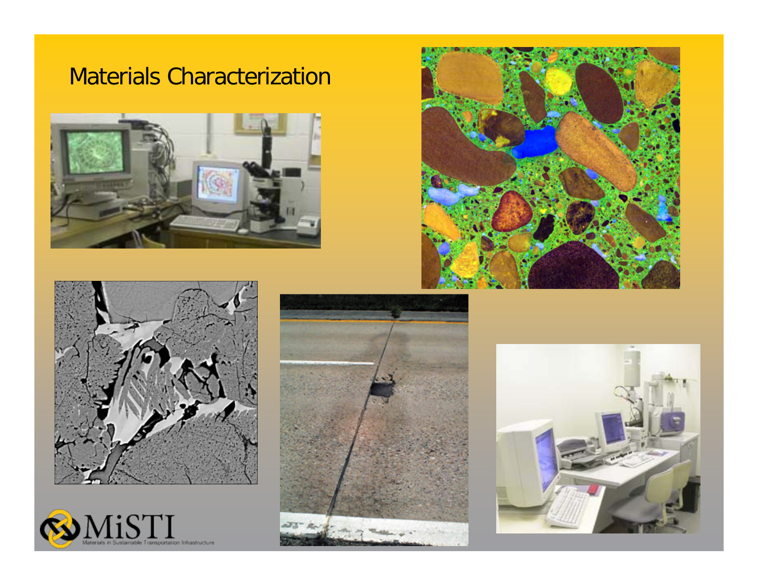# Materials Characterization

MiSTI

Materials in Sustainable Transportation Infrastructure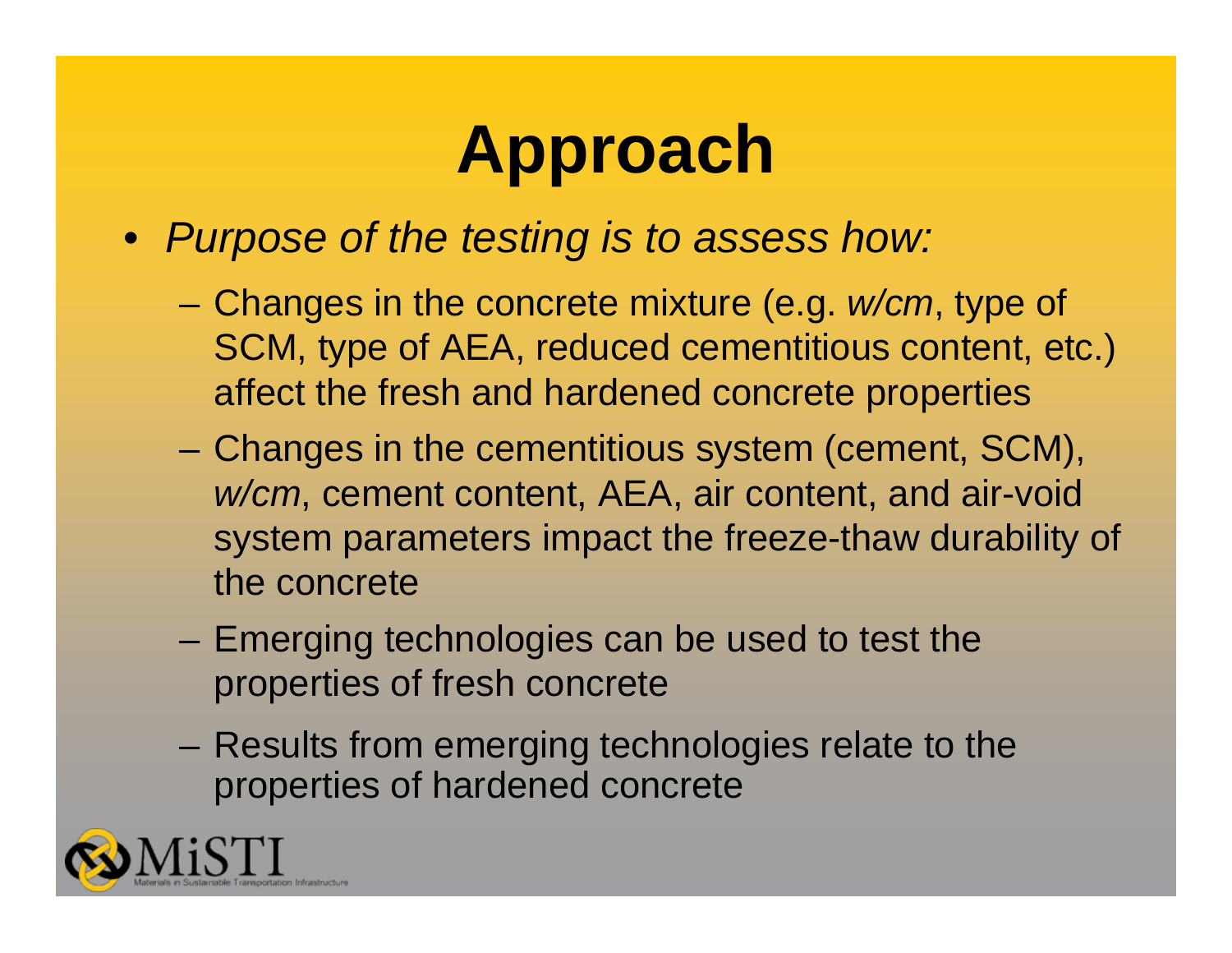# Approach

- *Purpose of the testing is to assess how:*
  - Changes in the concrete mixture (e.g. *w/cm*, type of SCM, type of AEA, reduced cementitious content, etc.) affect the fresh and hardened concrete properties
  - Changes in the cementitious system (cement, SCM), *w/cm*, cement content, AEA, air content, and air-void system parameters impact the freeze-thaw durability of the concrete
  - Emerging technologies can be used to test the properties of fresh concrete
  - Results from emerging technologies relate to the properties of hardened concrete

MiSTI
Materials in Sustainable Transportation Infrastructure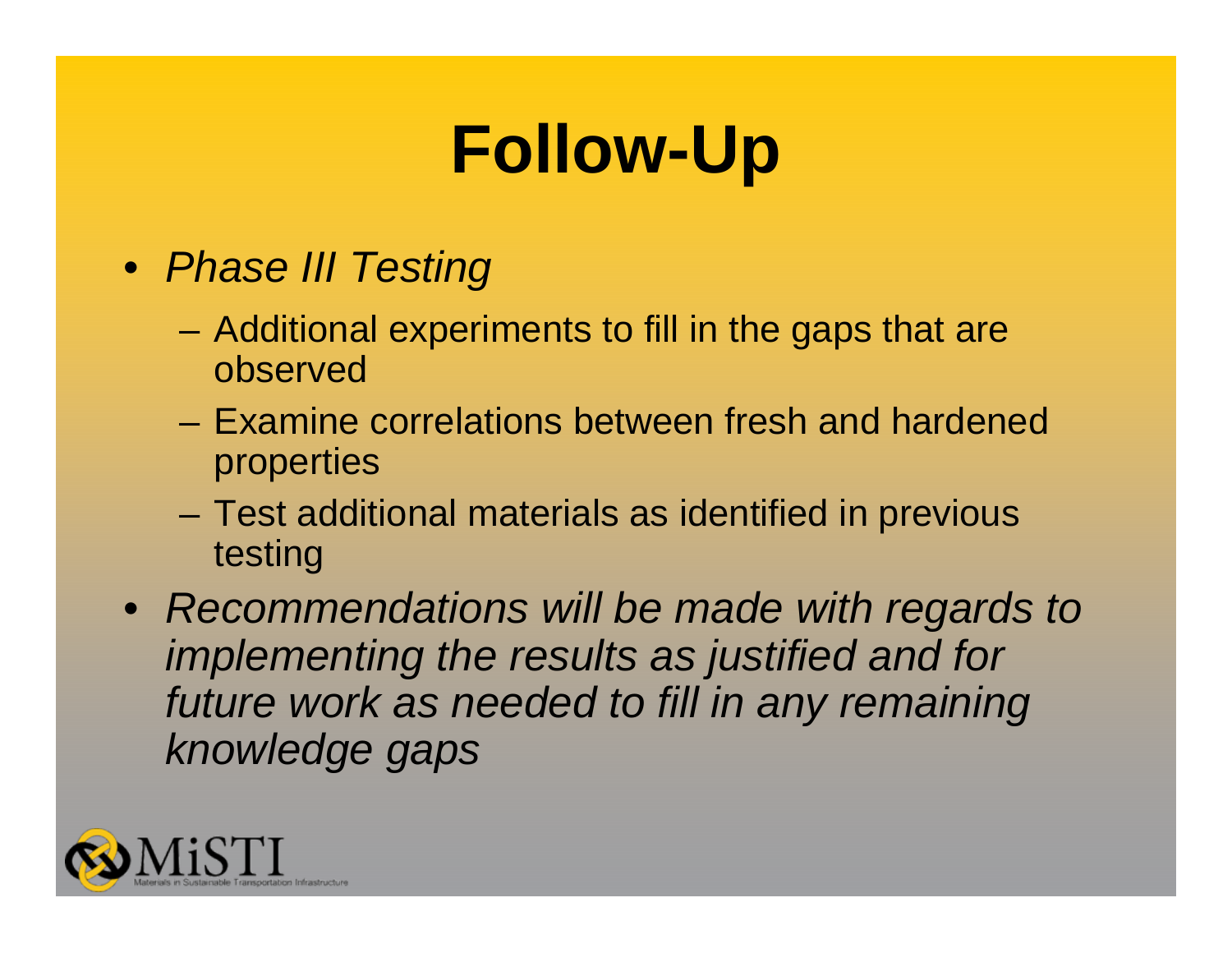# Follow-Up

- *Phase III Testing*
  - Additional experiments to fill in the gaps that are observed
  - Examine correlations between fresh and hardened properties
  - Test additional materials as identified in previous testing
- *Recommendations will be made with regards to implementing the results as justified and for future work as needed to fill in any remaining knowledge gaps*

MiSTI Materials in Sustainable Transportation Infrastructure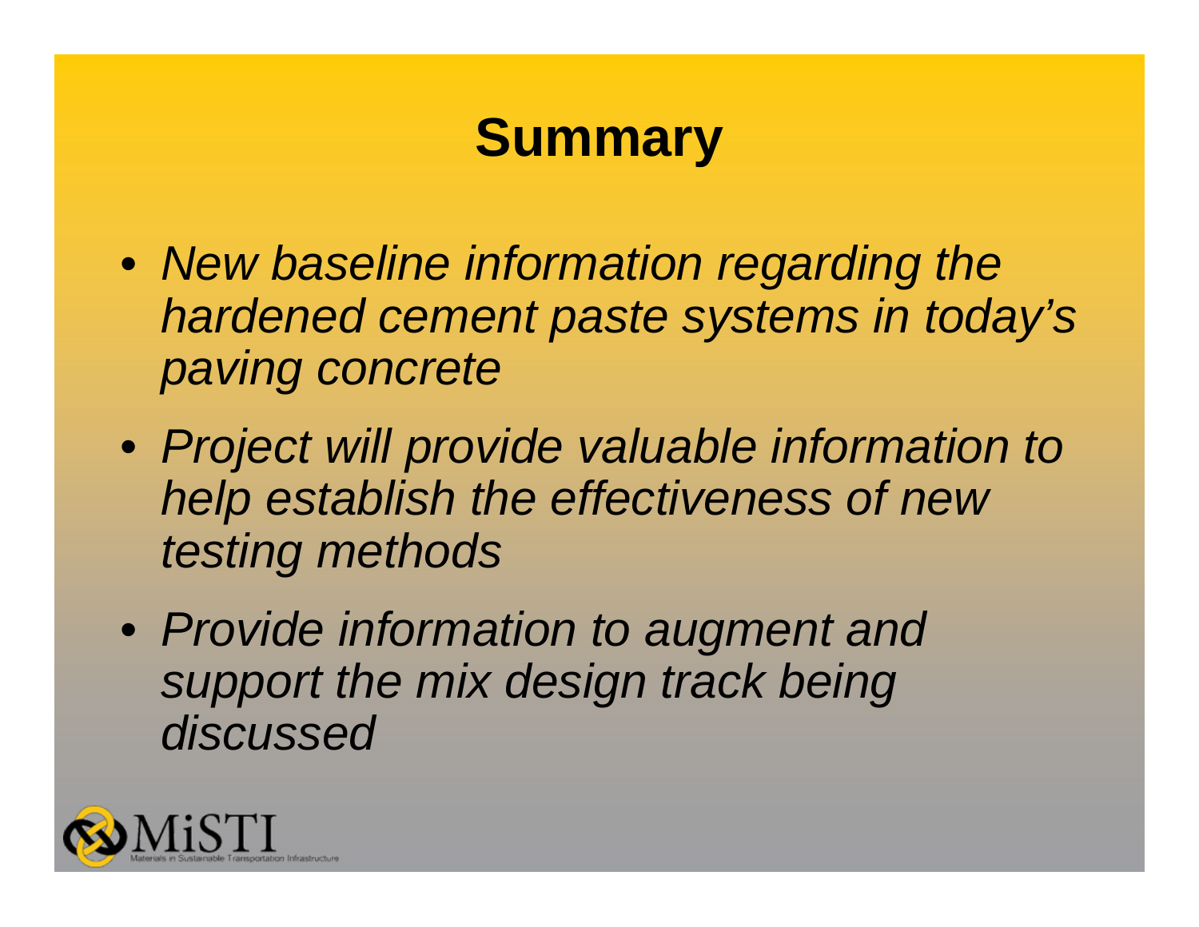# Summary

- *New baseline information regarding the hardened cement paste systems in today's paving concrete*
- *Project will provide valuable information to help establish the effectiveness of new testing methods*
- *Provide information to augment and support the mix design track being discussed*

MiSTI
Materials in Sustainable Transportation Infrastructure